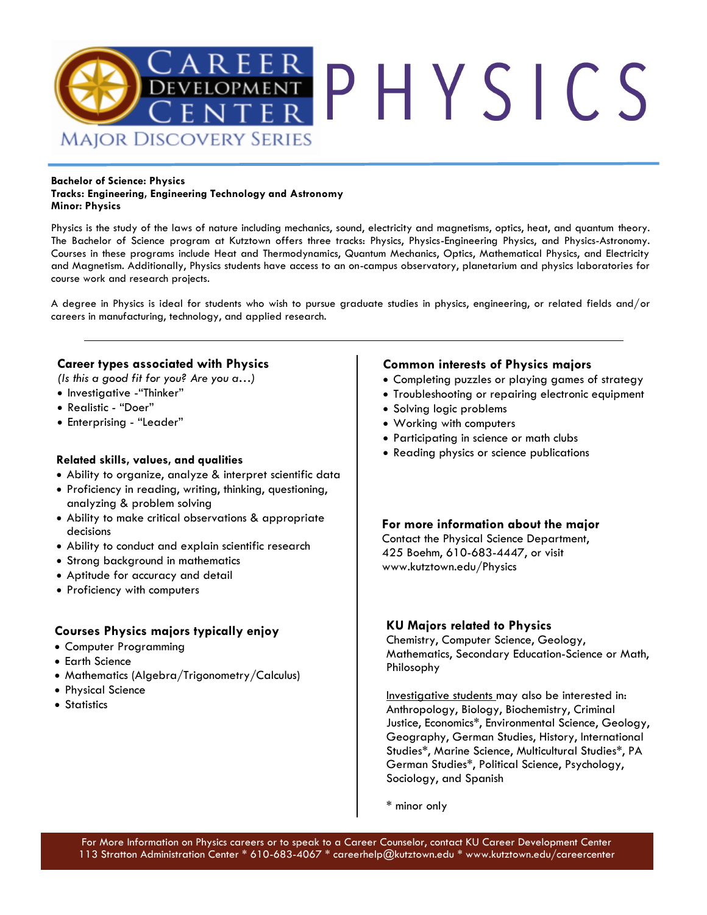# CAREER DEVELOPMENT CENTER — MAJOR DISCOVERY SERIES

# PHYSICS

**Bachelor of Science: Physics**
**Tracks: Engineering, Engineering Technology and Astronomy**
**Minor: Physics**

Physics is the study of the laws of nature including mechanics, sound, electricity and magnetisms, optics, heat, and quantum theory. The Bachelor of Science program at Kutztown offers three tracks: Physics, Physics-Engineering Physics, and Physics-Astronomy. Courses in these programs include Heat and Thermodynamics, Quantum Mechanics, Optics, Mathematical Physics, and Electricity and Magnetism. Additionally, Physics students have access to an on-campus observatory, planetarium and physics laboratories for course work and research projects.

A degree in Physics is ideal for students who wish to pursue graduate studies in physics, engineering, or related fields and/or careers in manufacturing, technology, and applied research.

---

## Career types associated with Physics

*(Is this a good fit for you? Are you a…)*

- Investigative -"Thinker"
- Realistic - "Doer"
- Enterprising - "Leader"

## Related skills, values, and qualities

- Ability to organize, analyze & interpret scientific data
- Proficiency in reading, writing, thinking, questioning, analyzing & problem solving
- Ability to make critical observations & appropriate decisions
- Ability to conduct and explain scientific research
- Strong background in mathematics
- Aptitude for accuracy and detail
- Proficiency with computers

## Courses Physics majors typically enjoy

- Computer Programming
- Earth Science
- Mathematics (Algebra/Trigonometry/Calculus)
- Physical Science
- Statistics

## Common interests of Physics majors

- Completing puzzles or playing games of strategy
- Troubleshooting or repairing electronic equipment
- Solving logic problems
- Working with computers
- Participating in science or math clubs
- Reading physics or science publications

## For more information about the major

Contact the Physical Science Department, 425 Boehm, 610-683-4447, or visit www.kutztown.edu/Physics

## KU Majors related to Physics

Chemistry, Computer Science, Geology, Mathematics, Secondary Education-Science or Math, Philosophy

Investigative students may also be interested in: Anthropology, Biology, Biochemistry, Criminal Justice, Economics*, Environmental Science, Geology, Geography, German Studies, History, International Studies*, Marine Science, Multicultural Studies*, PA German Studies*, Political Science, Psychology, Sociology, and Spanish

\* minor only

For More Information on Physics careers or to speak to a Career Counselor, contact KU Career Development Center
113 Stratton Administration Center * 610-683-4067 * careerhelp@kutztown.edu * www.kutztown.edu/careercenter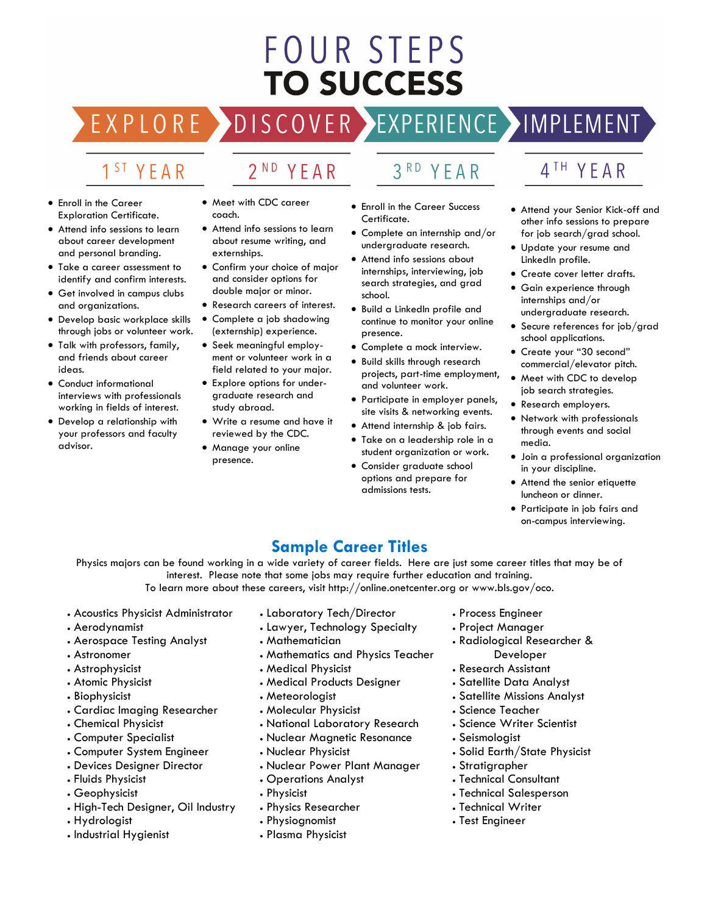# FOUR STEPS TO SUCCESS

EXPLORE → DISCOVER → EXPERIENCE → IMPLEMENT

## 1ST YEAR

- Enroll in the Career Exploration Certificate.
- Attend info sessions to learn about career development and personal branding.
- Take a career assessment to identify and confirm interests.
- Get involved in campus clubs and organizations.
- Develop basic workplace skills through jobs or volunteer work.
- Talk with professors, family, and friends about career ideas.
- Conduct informational interviews with professionals working in fields of interest.
- Develop a relationship with your professors and faculty advisor.

## 2ND YEAR

- Meet with CDC career coach.
- Attend info sessions to learn about resume writing, and externships.
- Confirm your choice of major and consider options for double major or minor.
- Research careers of interest.
- Complete a job shadowing (externship) experience.
- Seek meaningful employment or volunteer work in a field related to your major.
- Explore options for undergraduate research and study abroad.
- Write a resume and have it reviewed by the CDC.
- Manage your online presence.

## 3RD YEAR

- Enroll in the Career Success Certificate.
- Complete an internship and/or undergraduate research.
- Attend info sessions about internships, interviewing, job search strategies, and grad school.
- Build a LinkedIn profile and continue to monitor your online presence.
- Complete a mock interview.
- Build skills through research projects, part-time employment, and volunteer work.
- Participate in employer panels, site visits & networking events.
- Attend internship & job fairs.
- Take on a leadership role in a student organization or work.
- Consider graduate school options and prepare for admissions tests.

## 4TH YEAR

- Attend your Senior Kick-off and other info sessions to prepare for job search/grad school.
- Update your resume and LinkedIn profile.
- Create cover letter drafts.
- Gain experience through internships and/or undergraduate research.
- Secure references for job/grad school applications.
- Create your "30 second" commercial/elevator pitch.
- Meet with CDC to develop job search strategies.
- Research employers.
- Network with professionals through events and social media.
- Join a professional organization in your discipline.
- Attend the senior etiquette luncheon or dinner.
- Participate in job fairs and on-campus interviewing.

## Sample Career Titles

Physics majors can be found working in a wide variety of career fields. Here are just some career titles that may be of interest. Please note that some jobs may require further education and training.
To learn more about these careers, visit http://online.onetcenter.org or www.bls.gov/oco.

- Acoustics Physicist Administrator
- Aerodynamist
- Aerospace Testing Analyst
- Astronomer
- Astrophysicist
- Atomic Physicist
- Biophysicist
- Cardiac Imaging Researcher
- Chemical Physicist
- Computer Specialist
- Computer System Engineer
- Devices Designer Director
- Fluids Physicist
- Geophysicist
- High-Tech Designer, Oil Industry
- Hydrologist
- Industrial Hygienist
- Laboratory Tech/Director
- Lawyer, Technology Specialty
- Mathematician
- Mathematics and Physics Teacher
- Medical Physicist
- Medical Products Designer
- Meteorologist
- Molecular Physicist
- National Laboratory Research
- Nuclear Magnetic Resonance
- Nuclear Physicist
- Nuclear Power Plant Manager
- Operations Analyst
- Physicist
- Physics Researcher
- Physiognomist
- Plasma Physicist
- Process Engineer
- Project Manager
- Radiological Researcher & Developer
- Research Assistant
- Satellite Data Analyst
- Satellite Missions Analyst
- Science Teacher
- Science Writer Scientist
- Seismologist
- Solid Earth/State Physicist
- Stratigrapher
- Technical Consultant
- Technical Salesperson
- Technical Writer
- Test Engineer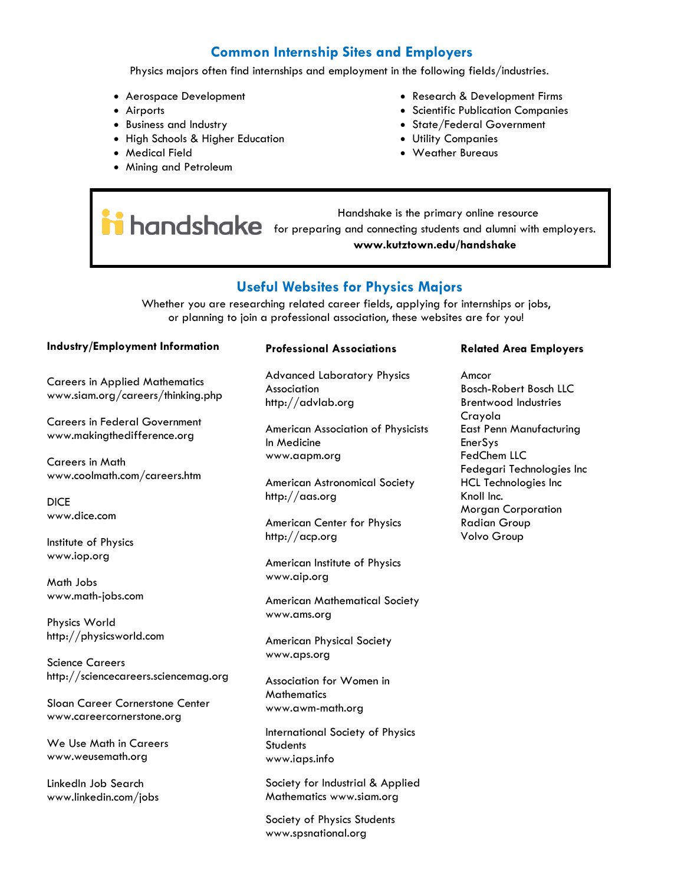## Common Internship Sites and Employers

Physics majors often find internships and employment in the following fields/industries.

- Aerospace Development
- Airports
- Business and Industry
- High Schools & Higher Education
- Medical Field
- Mining and Petroleum
- Research & Development Firms
- Scientific Publication Companies
- State/Federal Government
- Utility Companies
- Weather Bureaus

handshake

Handshake is the primary online resource for preparing and connecting students and alumni with employers.

**www.kutztown.edu/handshake**

## Useful Websites for Physics Majors

Whether you are researching related career fields, applying for internships or jobs, or planning to join a professional association, these websites are for you!

**Industry/Employment Information**

Careers in Applied Mathematics
www.siam.org/careers/thinking.php

Careers in Federal Government
www.makingthedifference.org

Careers in Math
www.coolmath.com/careers.htm

DICE
www.dice.com

Institute of Physics
www.iop.org

Math Jobs
www.math-jobs.com

Physics World
http://physicsworld.com

Science Careers
http://sciencecareers.sciencemag.org

Sloan Career Cornerstone Center
www.careercornerstone.org

We Use Math in Careers
www.weusemath.org

LinkedIn Job Search
www.linkedin.com/jobs

**Professional Associations**

Advanced Laboratory Physics Association
http://advlab.org

American Association of Physicists In Medicine
www.aapm.org

American Astronomical Society
http://aas.org

American Center for Physics
http://acp.org

American Institute of Physics
www.aip.org

American Mathematical Society
www.ams.org

American Physical Society
www.aps.org

Association for Women in Mathematics
www.awm-math.org

International Society of Physics Students
www.iaps.info

Society for Industrial & Applied Mathematics www.siam.org

Society of Physics Students
www.spsnational.org

**Related Area Employers**

Amcor
Bosch-Robert Bosch LLC
Brentwood Industries
Crayola
East Penn Manufacturing
EnerSys
FedChem LLC
Fedegari Technologies Inc
HCL Technologies Inc
Knoll Inc.
Morgan Corporation
Radian Group
Volvo Group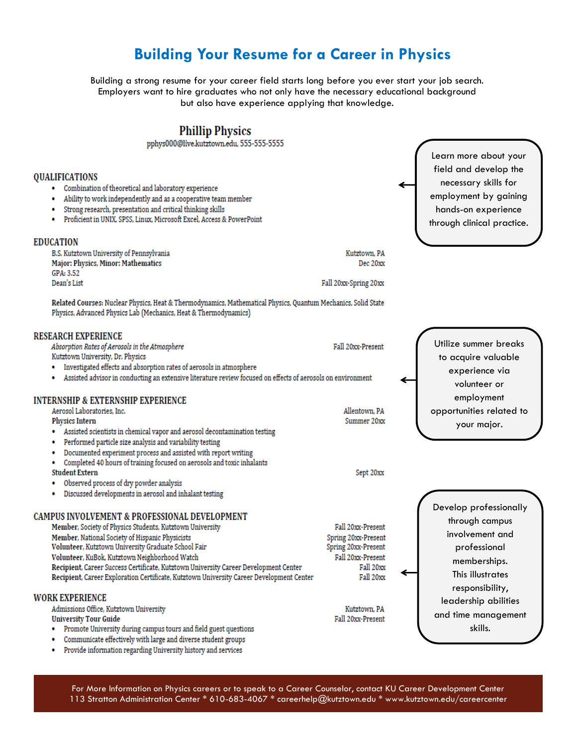# Building Your Resume for a Career in Physics

Building a strong resume for your career field starts long before you ever start your job search. Employers want to hire graduates who not only have the necessary educational background but also have experience applying that knowledge.

## Phillip Physics

pphys000@live.kutztown.edu, 555-555-5555

### QUALIFICATIONS

- Combination of theoretical and laboratory experience
- Ability to work independently and as a cooperative team member
- Strong research, presentation and critical thinking skills
- Proficient in UNIX, SPSS, Linux, Microsoft Excel, Access & PowerPoint

> Learn more about your field and develop the necessary skills for employment by gaining hands-on experience through clinical practice.

### EDUCATION

B.S. Kutztown University of Pennsylvania — Kutztown, PA
**Major: Physics, Minor: Mathematics** — Dec 20xx
GPA: 3.52
Dean's List — Fall 20xx-Spring 20xx

**Related Courses:** Nuclear Physics, Heat & Thermodynamics, Mathematical Physics, Quantum Mechanics, Solid State Physics, Advanced Physics Lab (Mechanics, Heat & Thermodynamics)

### RESEARCH EXPERIENCE

*Absorption Rates of Aerosols in the Atmosphere* — Fall 20xx-Present
Kutztown University, Dr. Physics

- Investigated effects and absorption rates of aerosols in atmosphere
- Assisted advisor in conducting an extensive literature review focused on effects of aerosols on environment

> Utilize summer breaks to acquire valuable experience via volunteer or employment opportunities related to your major.

### INTERNSHIP & EXTERNSHIP EXPERIENCE

Aerosol Laboratories, Inc. — Allentown, PA
**Physics Intern** — Summer 20xx

- Assisted scientists in chemical vapor and aerosol decontamination testing
- Performed particle size analysis and variability testing
- Documented experiment process and assisted with report writing
- Completed 40 hours of training focused on aerosols and toxic inhalants

**Student Extern** — Sept 20xx

- Observed process of dry powder analysis
- Discussed developments in aerosol and inhalant testing

### CAMPUS INVOLVEMENT & PROFESSIONAL DEVELOPMENT

**Member**, Society of Physics Students, Kutztown University — Fall 20xx-Present
**Member**, National Society of Hispanic Physicists — Spring 20xx-Present
**Volunteer**, Kutztown University Graduate School Fair — Spring 20xx-Present
**Volunteer**, KuBok, Kutztown Neighborhood Watch — Fall 20xx-Present
**Recipient**, Career Success Certificate, Kutztown University Career Development Center — Fall 20xx
**Recipient**, Career Exploration Certificate, Kutztown University Career Development Center — Fall 20xx

> Develop professionally through campus involvement and professional memberships. This illustrates responsibility, leadership abilities and time management skills.

### WORK EXPERIENCE

Admissions Office, Kutztown University — Kutztown, PA
**University Tour Guide** — Fall 20xx-Present

- Promote University during campus tours and field guest questions
- Communicate effectively with large and diverse student groups
- Provide information regarding University history and services

For More Information on Physics careers or to speak to a Career Counselor, contact KU Career Development Center
113 Stratton Administration Center * 610-683-4067 * careerhelp@kutztown.edu * www.kutztown.edu/careercenter